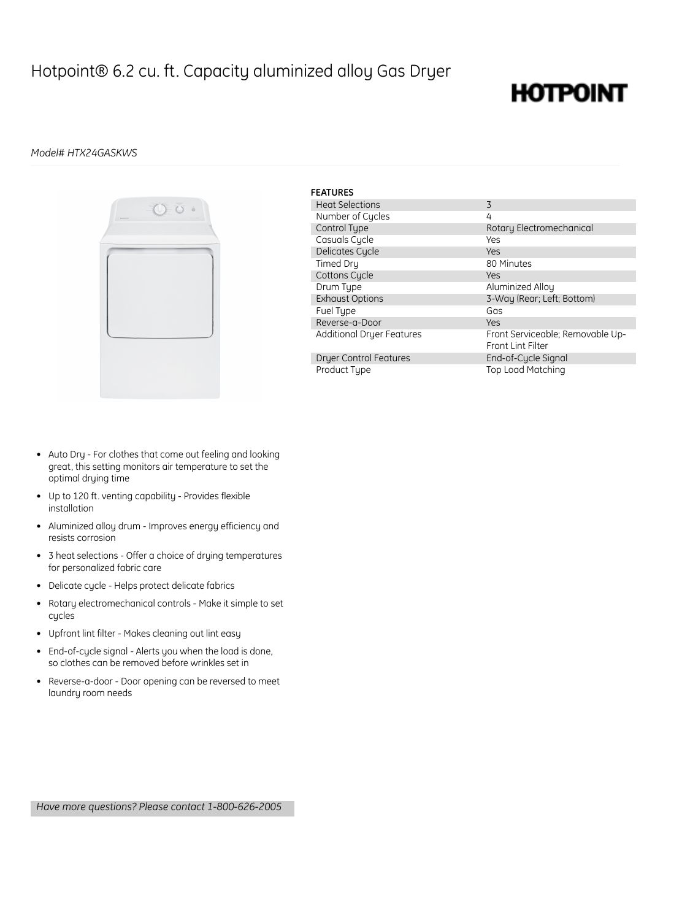# Hotpoint® 6.2 cu. ft. Capacity aluminized alloy Gas Dryer

HOTPOINT

*Model# HTX24GASKWS*

**FEATURES**

| Feature | Value |
| --- | --- |
| Heat Selections | 3 |
| Number of Cycles | 4 |
| Control Type | Rotary Electromechanical |
| Casuals Cycle | Yes |
| Delicates Cycle | Yes |
| Timed Dry | 80 Minutes |
| Cottons Cycle | Yes |
| Drum Type | Aluminized Alloy |
| Exhaust Options | 3-Way (Rear; Left; Bottom) |
| Fuel Type | Gas |
| Reverse-a-Door | Yes |
| Additional Dryer Features | Front Serviceable; Removable Up-Front Lint Filter |
| Dryer Control Features | End-of-Cycle Signal |
| Product Type | Top Load Matching |

- Auto Dry - For clothes that come out feeling and looking great, this setting monitors air temperature to set the optimal drying time
- Up to 120 ft. venting capability - Provides flexible installation
- Aluminized alloy drum - Improves energy efficiency and resists corrosion
- 3 heat selections - Offer a choice of drying temperatures for personalized fabric care
- Delicate cycle - Helps protect delicate fabrics
- Rotary electromechanical controls - Make it simple to set cycles
- Upfront lint filter - Makes cleaning out lint easy
- End-of-cycle signal - Alerts you when the load is done, so clothes can be removed before wrinkles set in
- Reverse-a-door - Door opening can be reversed to meet laundry room needs

*Have more questions? Please contact 1-800-626-2005*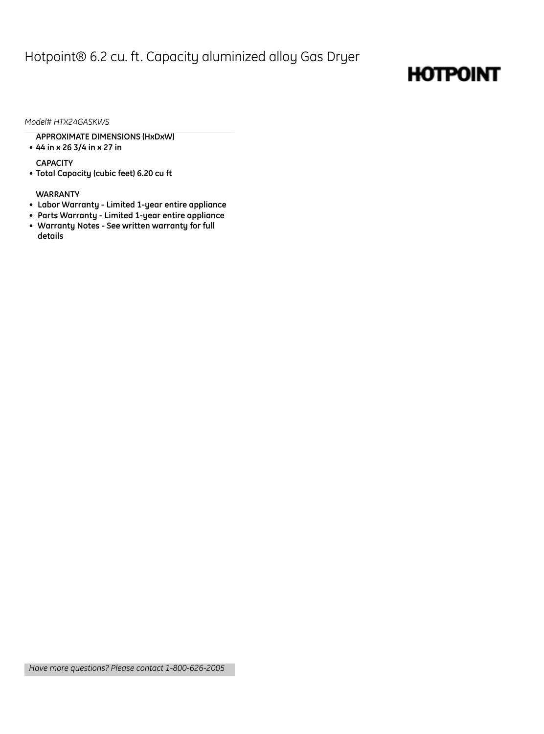# Hotpoint® 6.2 cu. ft. Capacity aluminized alloy Gas Dryer

HOTPOINT

*Model# HTX24GASKWS*

**APPROXIMATE DIMENSIONS (HxDxW)**

- **44 in x 26 3/4 in x 27 in**

**CAPACITY**

- **Total Capacity (cubic feet) 6.20 cu ft**

**WARRANTY**

- **Labor Warranty - Limited 1-year entire appliance**
- **Parts Warranty - Limited 1-year entire appliance**
- **Warranty Notes - See written warranty for full details**

*Have more questions? Please contact 1-800-626-2005*